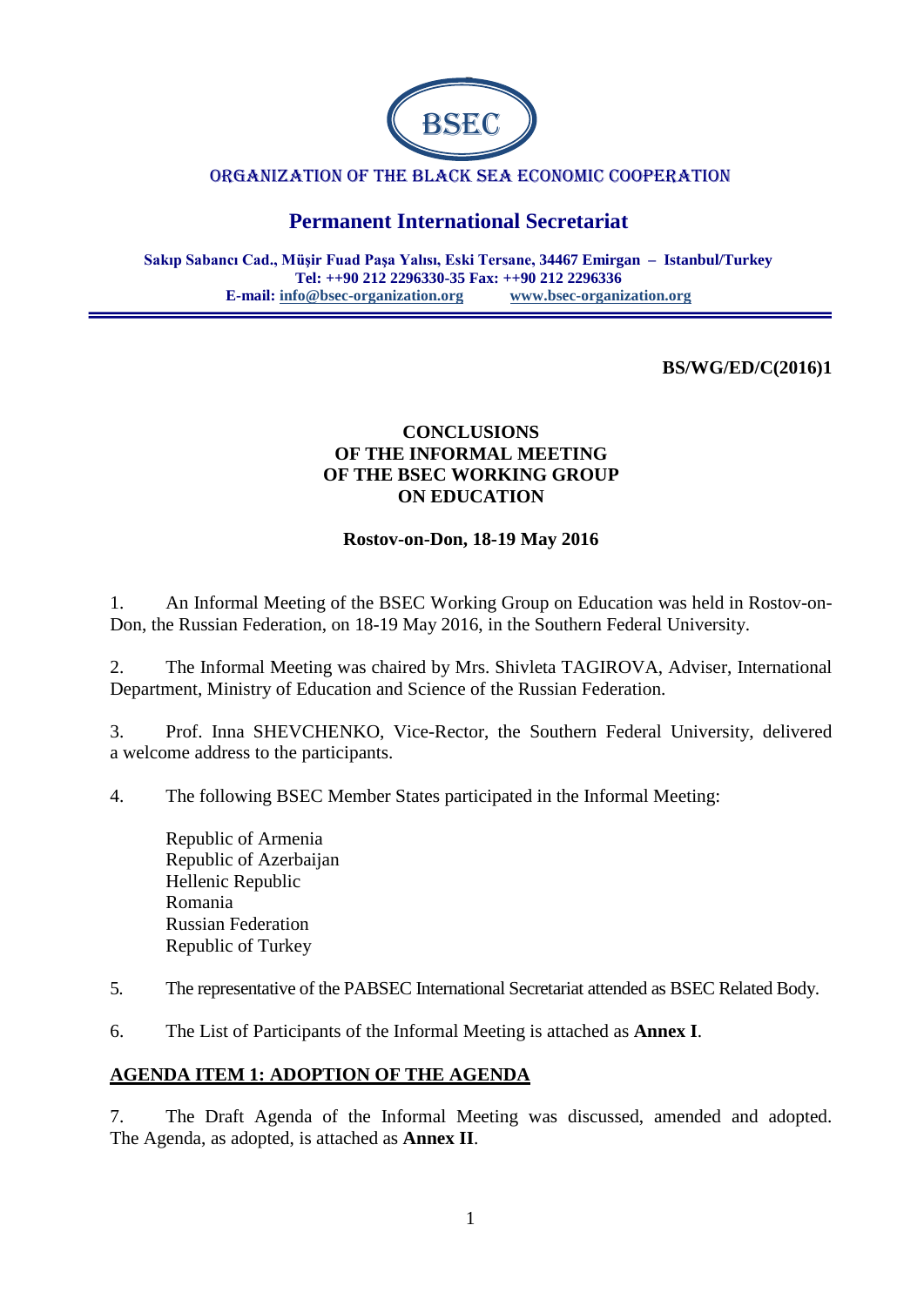BSEC

ORGANIZATION OF THE BLACK SEA ECONOMIC COOPERATION

## Permanent International Secretariat

**Sakıp Sabancı Cad., Müşir Fuad Paşa Yalısı, Eski Tersane, 34467 Emirgan – Istanbul/Turkey**
**Tel: ++90 212 2296330-35 Fax: ++90 212 2296336**
**E-mail: info@bsec-organization.org www.bsec-organization.org**

**BS/WG/ED/C(2016)1**

# CONCLUSIONS OF THE INFORMAL MEETING OF THE BSEC WORKING GROUP ON EDUCATION

**Rostov-on-Don, 18-19 May 2016**

1. An Informal Meeting of the BSEC Working Group on Education was held in Rostov-on-Don, the Russian Federation, on 18-19 May 2016, in the Southern Federal University.

2. The Informal Meeting was chaired by Mrs. Shivleta TAGIROVA, Adviser, International Department, Ministry of Education and Science of the Russian Federation.

3. Prof. Inna SHEVCHENKO, Vice-Rector, the Southern Federal University, delivered a welcome address to the participants.

4. The following BSEC Member States participated in the Informal Meeting:

   Republic of Armenia
   Republic of Azerbaijan
   Hellenic Republic
   Romania
   Russian Federation
   Republic of Turkey

5. The representative of the PABSEC International Secretariat attended as BSEC Related Body.

6. The List of Participants of the Informal Meeting is attached as **Annex I**.

## AGENDA ITEM 1: ADOPTION OF THE AGENDA

7. The Draft Agenda of the Informal Meeting was discussed, amended and adopted. The Agenda, as adopted, is attached as **Annex II**.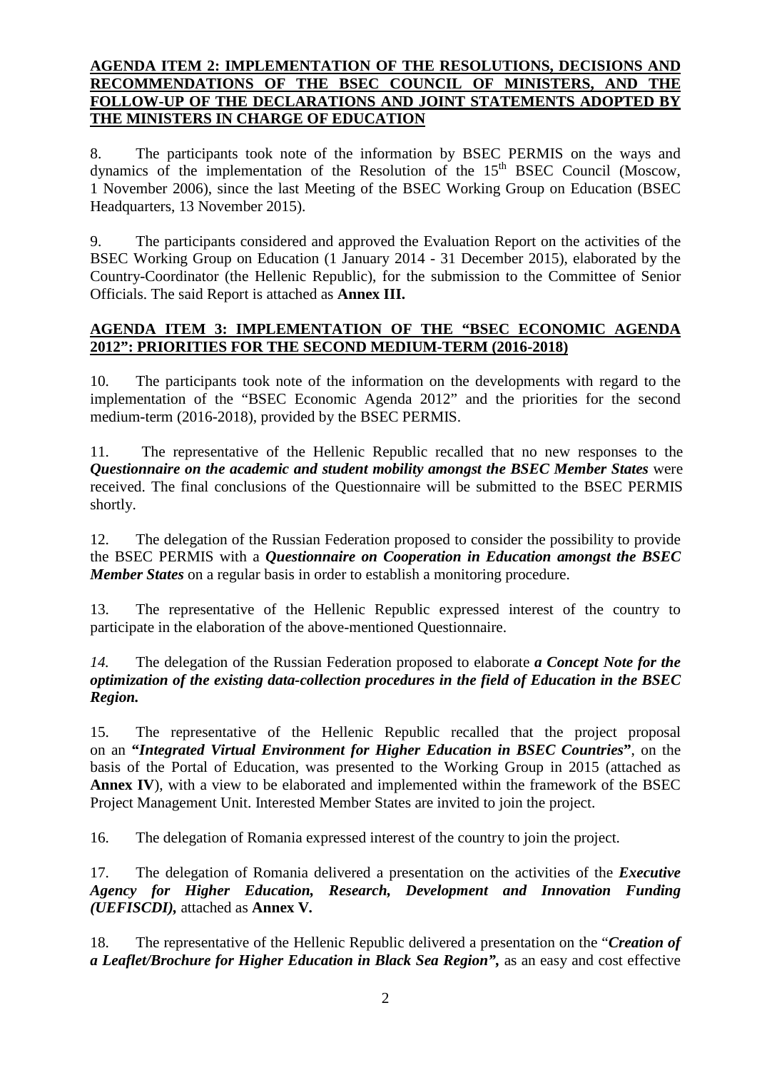## AGENDA ITEM 2: IMPLEMENTATION OF THE RESOLUTIONS, DECISIONS AND RECOMMENDATIONS OF THE BSEC COUNCIL OF MINISTERS, AND THE FOLLOW-UP OF THE DECLARATIONS AND JOINT STATEMENTS ADOPTED BY THE MINISTERS IN CHARGE OF EDUCATION

8. The participants took note of the information by BSEC PERMIS on the ways and dynamics of the implementation of the Resolution of the 15th BSEC Council (Moscow, 1 November 2006), since the last Meeting of the BSEC Working Group on Education (BSEC Headquarters, 13 November 2015).

9. The participants considered and approved the Evaluation Report on the activities of the BSEC Working Group on Education (1 January 2014 - 31 December 2015), elaborated by the Country-Coordinator (the Hellenic Republic), for the submission to the Committee of Senior Officials. The said Report is attached as **Annex III.**

## AGENDA ITEM 3: IMPLEMENTATION OF THE "BSEC ECONOMIC AGENDA 2012": PRIORITIES FOR THE SECOND MEDIUM-TERM (2016-2018)

10. The participants took note of the information on the developments with regard to the implementation of the "BSEC Economic Agenda 2012" and the priorities for the second medium-term (2016-2018), provided by the BSEC PERMIS.

11. The representative of the Hellenic Republic recalled that no new responses to the ***Questionnaire on the academic and student mobility amongst the BSEC Member States*** were received. The final conclusions of the Questionnaire will be submitted to the BSEC PERMIS shortly.

12. The delegation of the Russian Federation proposed to consider the possibility to provide the BSEC PERMIS with a ***Questionnaire on Cooperation in Education amongst the BSEC Member States*** on a regular basis in order to establish a monitoring procedure.

13. The representative of the Hellenic Republic expressed interest of the country to participate in the elaboration of the above-mentioned Questionnaire.

*14.* The delegation of the Russian Federation proposed to elaborate ***a Concept Note for the optimization of the existing data-collection procedures in the field of Education in the BSEC Region.***

15. The representative of the Hellenic Republic recalled that the project proposal on an **"*Integrated Virtual Environment for Higher Education in BSEC Countries*"**, on the basis of the Portal of Education, was presented to the Working Group in 2015 (attached as **Annex IV**), with a view to be elaborated and implemented within the framework of the BSEC Project Management Unit. Interested Member States are invited to join the project.

16. The delegation of Romania expressed interest of the country to join the project.

17. The delegation of Romania delivered a presentation on the activities of the ***Executive Agency for Higher Education, Research, Development and Innovation Funding (UEFISCDI),*** attached as **Annex V.**

18. The representative of the Hellenic Republic delivered a presentation on the "***Creation of a Leaflet/Brochure for Higher Education in Black Sea Region",*** as an easy and cost effective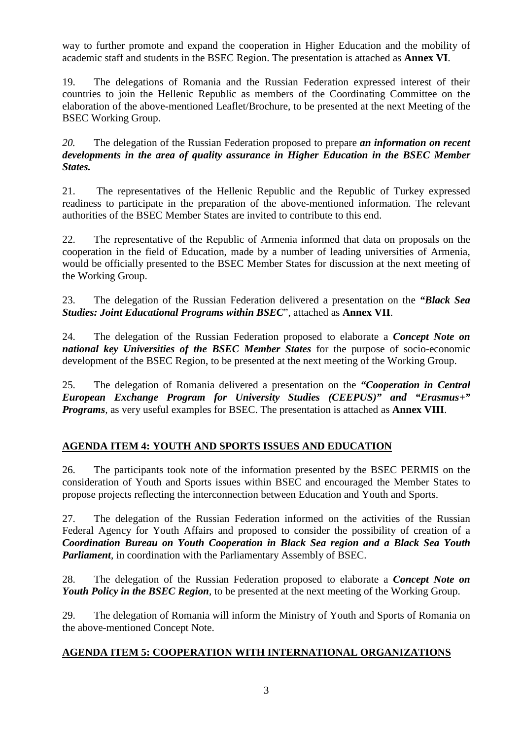way to further promote and expand the cooperation in Higher Education and the mobility of academic staff and students in the BSEC Region. The presentation is attached as **Annex VI**.

19. The delegations of Romania and the Russian Federation expressed interest of their countries to join the Hellenic Republic as members of the Coordinating Committee on the elaboration of the above-mentioned Leaflet/Brochure, to be presented at the next Meeting of the BSEC Working Group.

*20.* The delegation of the Russian Federation proposed to prepare ***an information on recent developments in the area of quality assurance in Higher Education in the BSEC Member States.***

21. The representatives of the Hellenic Republic and the Republic of Turkey expressed readiness to participate in the preparation of the above-mentioned information. The relevant authorities of the BSEC Member States are invited to contribute to this end.

22. The representative of the Republic of Armenia informed that data on proposals on the cooperation in the field of Education, made by a number of leading universities of Armenia, would be officially presented to the BSEC Member States for discussion at the next meeting of the Working Group.

23. The delegation of the Russian Federation delivered a presentation on the ***"Black Sea Studies: Joint Educational Programs within BSEC***", attached as **Annex VII**.

24. The delegation of the Russian Federation proposed to elaborate a ***Concept Note on national key Universities of the BSEC Member States*** for the purpose of socio-economic development of the BSEC Region, to be presented at the next meeting of the Working Group.

25. The delegation of Romania delivered a presentation on the ***"Cooperation in Central European Exchange Program for University Studies (CEEPUS)" and "Erasmus+" Programs***, as very useful examples for BSEC. The presentation is attached as **Annex VIII**.

## AGENDA ITEM 4: YOUTH AND SPORTS ISSUES AND EDUCATION

26. The participants took note of the information presented by the BSEC PERMIS on the consideration of Youth and Sports issues within BSEC and encouraged the Member States to propose projects reflecting the interconnection between Education and Youth and Sports.

27. The delegation of the Russian Federation informed on the activities of the Russian Federal Agency for Youth Affairs and proposed to consider the possibility of creation of a ***Coordination Bureau on Youth Cooperation in Black Sea region and a Black Sea Youth Parliament***, in coordination with the Parliamentary Assembly of BSEC.

28. The delegation of the Russian Federation proposed to elaborate a ***Concept Note on Youth Policy in the BSEC Region***, to be presented at the next meeting of the Working Group.

29. The delegation of Romania will inform the Ministry of Youth and Sports of Romania on the above-mentioned Concept Note.

## AGENDA ITEM 5: COOPERATION WITH INTERNATIONAL ORGANIZATIONS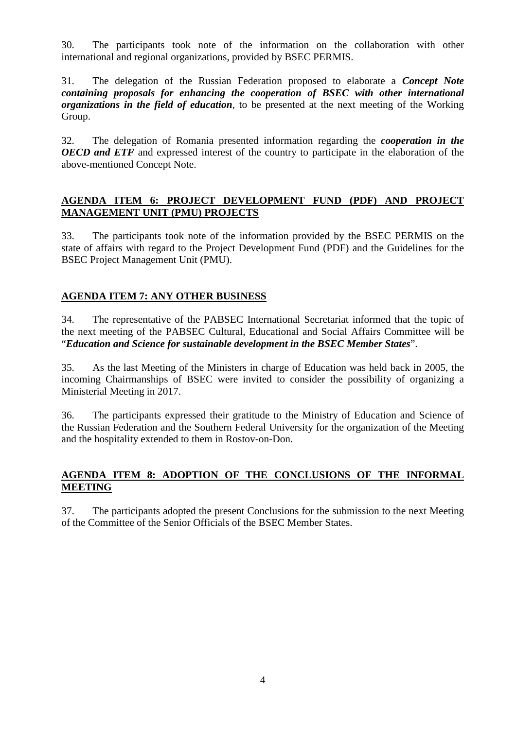30. The participants took note of the information on the collaboration with other international and regional organizations, provided by BSEC PERMIS.

31. The delegation of the Russian Federation proposed to elaborate a ***Concept Note containing proposals for enhancing the cooperation of BSEC with other international organizations in the field of education***, to be presented at the next meeting of the Working Group.

32. The delegation of Romania presented information regarding the ***cooperation in the OECD and ETF*** and expressed interest of the country to participate in the elaboration of the above-mentioned Concept Note.

## AGENDA ITEM 6: PROJECT DEVELOPMENT FUND (PDF) AND PROJECT MANAGEMENT UNIT (PMU) PROJECTS

33. The participants took note of the information provided by the BSEC PERMIS on the state of affairs with regard to the Project Development Fund (PDF) and the Guidelines for the BSEC Project Management Unit (PMU).

## AGENDA ITEM 7: ANY OTHER BUSINESS

34. The representative of the PABSEC International Secretariat informed that the topic of the next meeting of the PABSEC Cultural, Educational and Social Affairs Committee will be "***Education and Science for sustainable development in the BSEC Member States***".

35. As the last Meeting of the Ministers in charge of Education was held back in 2005, the incoming Chairmanships of BSEC were invited to consider the possibility of organizing a Ministerial Meeting in 2017.

36. The participants expressed their gratitude to the Ministry of Education and Science of the Russian Federation and the Southern Federal University for the organization of the Meeting and the hospitality extended to them in Rostov-on-Don.

## AGENDA ITEM 8: ADOPTION OF THE CONCLUSIONS OF THE INFORMAL MEETING

37. The participants adopted the present Conclusions for the submission to the next Meeting of the Committee of the Senior Officials of the BSEC Member States.